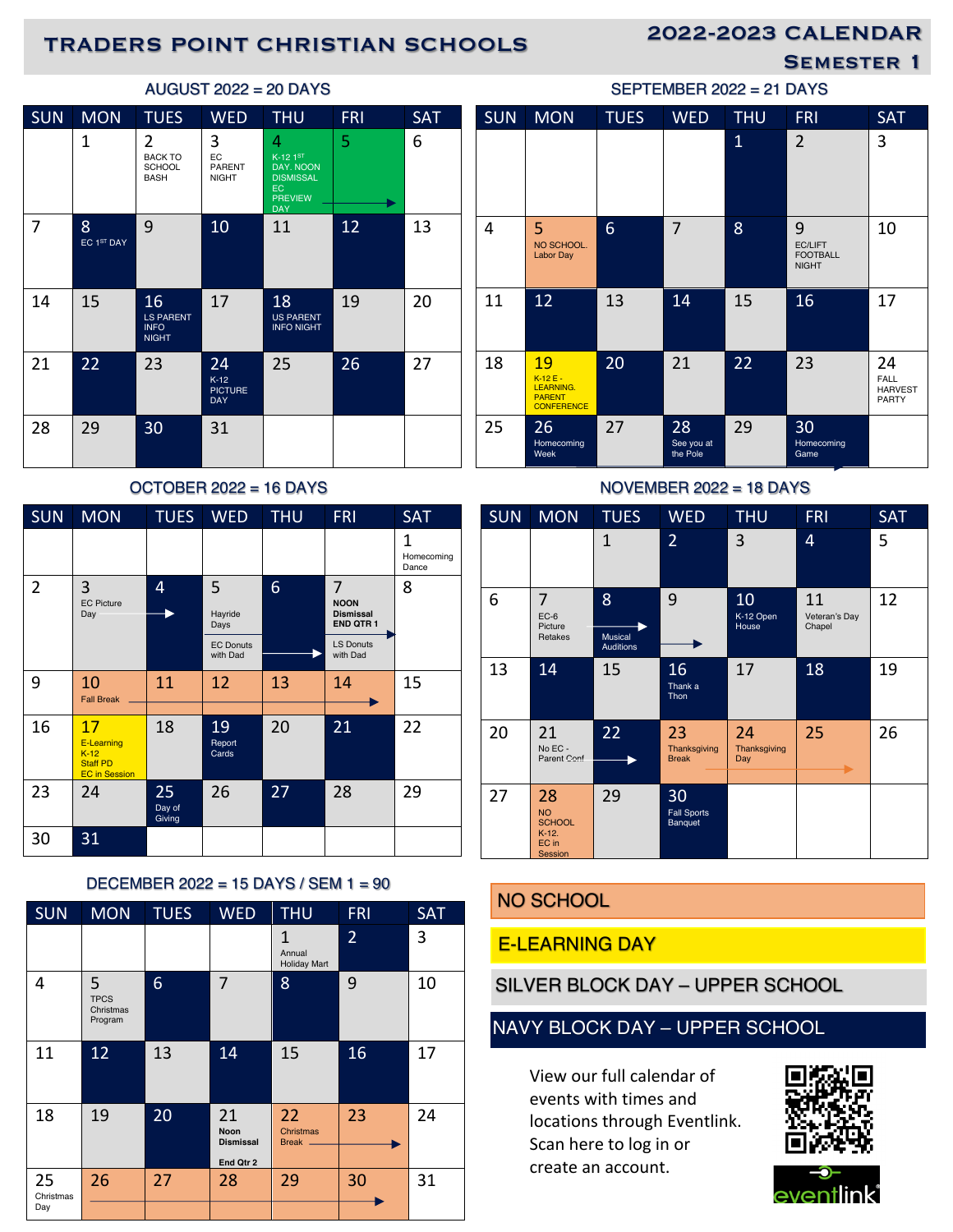# TRADERS POINT CHRISTIAN SCHOOLS

## 2022-2023 CALENDAR
## SEMESTER 1

### AUGUST 2022 = 20 DAYS

| SUN | MON | TUES | WED | THU | FRI | SAT |
|---|---|---|---|---|---|---|
| | 1 | 2 BACK TO SCHOOL BASH | 3 EC PARENT NIGHT | 4 K-12 1ST DAY. NOON DISMISSAL EC PREVIEW DAY | 5 | 6 |
| 7 | 8 EC 1ST DAY | 9 | 10 | 11 | 12 | 13 |
| 14 | 15 | 16 LS PARENT INFO NIGHT | 17 | 18 US PARENT INFO NIGHT | 19 | 20 |
| 21 | 22 | 23 | 24 K-12 PICTURE DAY | 25 | 26 | 27 |
| 28 | 29 | 30 | 31 | | | |

### SEPTEMBER 2022 = 21 DAYS

| SUN | MON | TUES | WED | THU | FRI | SAT |
|---|---|---|---|---|---|---|
| | | | | 1 | 2 | 3 |
| 4 | 5 NO SCHOOL. Labor Day | 6 | 7 | 8 | 9 EC/LIFT FOOTBALL NIGHT | 10 |
| 11 | 12 | 13 | 14 | 15 | 16 | 17 |
| 18 | 19 K-12 E-LEARNING. PARENT CONFERENCE | 20 | 21 | 22 | 23 | 24 FALL HARVEST PARTY |
| 25 | 26 Homecoming Week | 27 | 28 See you at the Pole | 29 | 30 Homecoming Game | |

### OCTOBER 2022 = 16 DAYS

| SUN | MON | TUES | WED | THU | FRI | SAT |
|---|---|---|---|---|---|---|
| | | | | | | 1 Homecoming Dance |
| 2 | 3 EC Picture Day | 4 | 5 Hayride Days EC Donuts with Dad | 6 | 7 NOON Dismissal END QTR 1 LS Donuts with Dad | 8 |
| 9 | 10 Fall Break | 11 | 12 | 13 | 14 | 15 |
| 16 | 17 E-Learning K-12 Staff PD EC in Session | 18 | 19 Report Cards | 20 | 21 | 22 |
| 23 | 24 | 25 Day of Giving | 26 | 27 | 28 | 29 |
| 30 | 31 | | | | | |

### NOVEMBER 2022 = 18 DAYS

| SUN | MON | TUES | WED | THU | FRI | SAT |
|---|---|---|---|---|---|---|
| | | 1 | 2 | 3 | 4 | 5 |
| 6 | 7 EC-6 Picture Retakes | 8 Musical Auditions | 9 | 10 K-12 Open House | 11 Veteran's Day Chapel | 12 |
| 13 | 14 | 15 | 16 Thank a Thon | 17 | 18 | 19 |
| 20 | 21 No EC - Parent Conf | 22 | 23 Thanksgiving Break | 24 Thanksgiving Day | 25 | 26 |
| 27 | 28 NO SCHOOL K-12. EC in Session | 29 | 30 Fall Sports Banquet | | | |

### DECEMBER 2022 = 15 DAYS / SEM 1 = 90

| SUN | MON | TUES | WED | THU | FRI | SAT |
|---|---|---|---|---|---|---|
| | | | | 1 Annual Holiday Mart | 2 | 3 |
| 4 | 5 TPCS Christmas Program | 6 | 7 | 8 | 9 | 10 |
| 11 | 12 | 13 | 14 | 15 | 16 | 17 |
| 18 | 19 | 20 | 21 Noon Dismissal End Qtr 2 | 22 Christmas Break | 23 | 24 |
| 25 Christmas Day | 26 | 27 | 28 | 29 | 30 | 31 |

NO SCHOOL

E-LEARNING DAY

SILVER BLOCK DAY – UPPER SCHOOL

NAVY BLOCK DAY – UPPER SCHOOL

View our full calendar of events with times and locations through Eventlink. Scan here to log in or create an account.

eventlink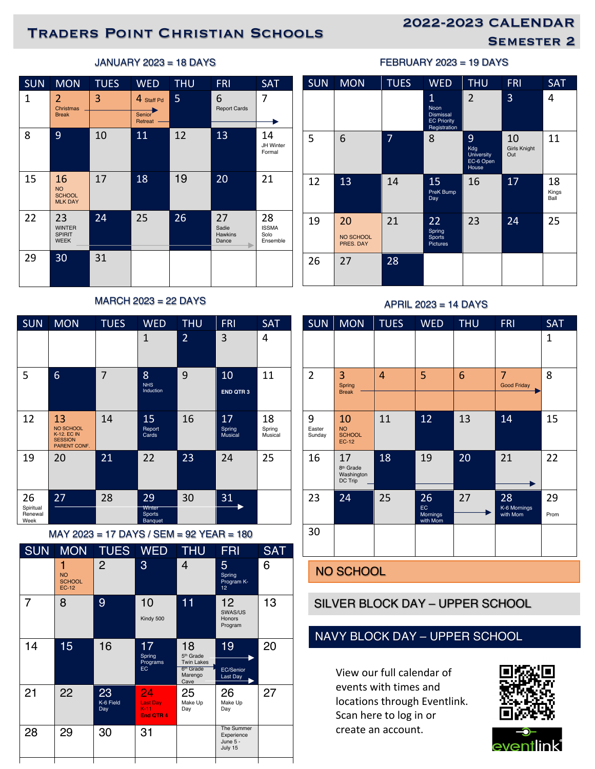# TRADERS POINT CHRISTIAN SCHOOLS

## 2022-2023 CALENDAR SEMESTER 2

### JANUARY 2023 = 18 DAYS

| SUN | MON | TUES | WED | THU | FRI | SAT |
|---|---|---|---|---|---|---|
| 1 | 2 Christmas Break | 3 | 4 Staff Pd Senior Retreat | 5 | 6 Report Cards | 7 |
| 8 | 9 | 10 | 11 | 12 | 13 | 14 JH Winter Formal |
| 15 | 16 NO SCHOOL MLK DAY | 17 | 18 | 19 | 20 | 21 |
| 22 | 23 WINTER SPIRIT WEEK | 24 | 25 | 26 | 27 Sadie Hawkins Dance | 28 ISSMA Solo Ensemble |
| 29 | 30 | 31 | | | | |

### FEBRUARY 2023 = 19 DAYS

| SUN | MON | TUES | WED | THU | FRI | SAT |
|---|---|---|---|---|---|---|
| | | | 1 Noon Dismissal EC Priority Registration | 2 | 3 | 4 |
| 5 | 6 | 7 | 8 | 9 Kdg University EC-6 Open House | 10 Girls Knight Out | 11 |
| 12 | 13 | 14 | 15 PreK Bump Day | 16 | 17 | 18 Kings Ball |
| 19 | 20 NO SCHOOL PRES. DAY | 21 | 22 Spring Sports Pictures | 23 | 24 | 25 |
| 26 | 27 | 28 | | | | |

### MARCH 2023 = 22 DAYS

| SUN | MON | TUES | WED | THU | FRI | SAT |
|---|---|---|---|---|---|---|
| | | | 1 | 2 | 3 | 4 |
| 5 | 6 | 7 | 8 NHS Induction | 9 | 10 END QTR 3 | 11 |
| 12 | 13 NO SCHOOL K-12. EC IN SESSION PARENT CONF. | 14 | 15 Report Cards | 16 | 17 Spring Musical | 18 Spring Musical |
| 19 | 20 | 21 | 22 | 23 | 24 | 25 |
| 26 Spiritual Renewal Week | 27 | 28 | 29 Winter Sports Banquet | 30 | 31 | |

### APRIL 2023 = 14 DAYS

| SUN | MON | TUES | WED | THU | FRI | SAT |
|---|---|---|---|---|---|---|
| | | | | | | 1 |
| 2 | 3 Spring Break | 4 | 5 | 6 | 7 Good Friday | 8 |
| 9 Easter Sunday | 10 NO SCHOOL EC-12 | 11 | 12 | 13 | 14 | 15 |
| 16 | 17 8th Grade Washington DC Trip | 18 | 19 | 20 | 21 | 22 |
| 23 | 24 | 25 | 26 EC Mornings with Mom | 27 | 28 K-6 Mornings with Mom | 29 Prom |
| 30 | | | | | | |

### MAY 2023 = 17 DAYS / SEM = 92 YEAR = 180

| SUN | MON | TUES | WED | THU | FRI | SAT |
|---|---|---|---|---|---|---|
| | 1 NO SCHOOL EC-12 | 2 | 3 | 4 | 5 Spring Program K-12 | 6 |
| 7 | 8 | 9 | 10 Kindy 500 | 11 | 12 SWAS/US Honors Program | 13 |
| 14 | 15 | 16 | 17 Spring Programs EC | 18 5th Grade Twin Lakes; 6th Grade Marengo Cave | 19 EC/Senior Last Day | 20 |
| 21 | 22 | 23 K-6 Field Day | 24 Last Day K-11 End QTR 4 | 25 Make Up Day | 26 Make Up Day | 27 |
| 28 | 29 | 30 | 31 | | The Summer Experience June 5 - July 15 | |

NO SCHOOL

SILVER BLOCK DAY – UPPER SCHOOL

NAVY BLOCK DAY – UPPER SCHOOL

View our full calendar of events with times and locations through Eventlink. Scan here to log in or create an account.

eventlink